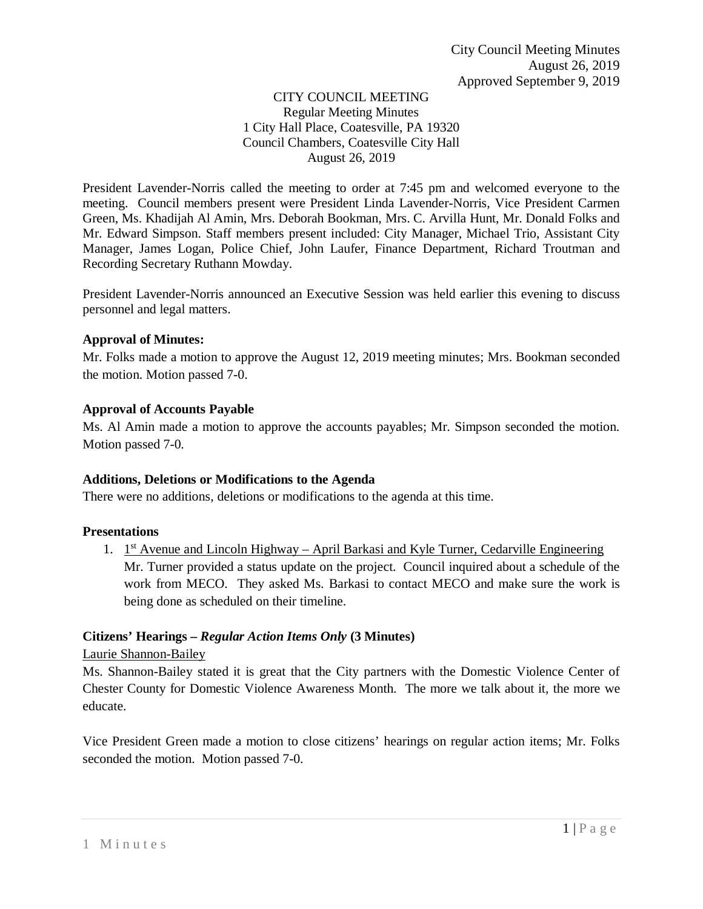City Council Meeting Minutes
August 26, 2019
Approved September 9, 2019

CITY COUNCIL MEETING
Regular Meeting Minutes
1 City Hall Place, Coatesville, PA 19320
Council Chambers, Coatesville City Hall
August 26, 2019

President Lavender-Norris called the meeting to order at 7:45 pm and welcomed everyone to the meeting. Council members present were President Linda Lavender-Norris, Vice President Carmen Green, Ms. Khadijah Al Amin, Mrs. Deborah Bookman, Mrs. C. Arvilla Hunt, Mr. Donald Folks and Mr. Edward Simpson. Staff members present included: City Manager, Michael Trio, Assistant City Manager, James Logan, Police Chief, John Laufer, Finance Department, Richard Troutman and Recording Secretary Ruthann Mowday.

President Lavender-Norris announced an Executive Session was held earlier this evening to discuss personnel and legal matters.

**Approval of Minutes:**

Mr. Folks made a motion to approve the August 12, 2019 meeting minutes; Mrs. Bookman seconded the motion. Motion passed 7-0.

**Approval of Accounts Payable**

Ms. Al Amin made a motion to approve the accounts payables; Mr. Simpson seconded the motion. Motion passed 7-0.

**Additions, Deletions or Modifications to the Agenda**

There were no additions, deletions or modifications to the agenda at this time.

**Presentations**

1. 1st Avenue and Lincoln Highway – April Barkasi and Kyle Turner, Cedarville Engineering
   Mr. Turner provided a status update on the project. Council inquired about a schedule of the work from MECO. They asked Ms. Barkasi to contact MECO and make sure the work is being done as scheduled on their timeline.

**Citizens' Hearings – *Regular Action Items Only* (3 Minutes)**

Laurie Shannon-Bailey

Ms. Shannon-Bailey stated it is great that the City partners with the Domestic Violence Center of Chester County for Domestic Violence Awareness Month. The more we talk about it, the more we educate.

Vice President Green made a motion to close citizens' hearings on regular action items; Mr. Folks seconded the motion. Motion passed 7-0.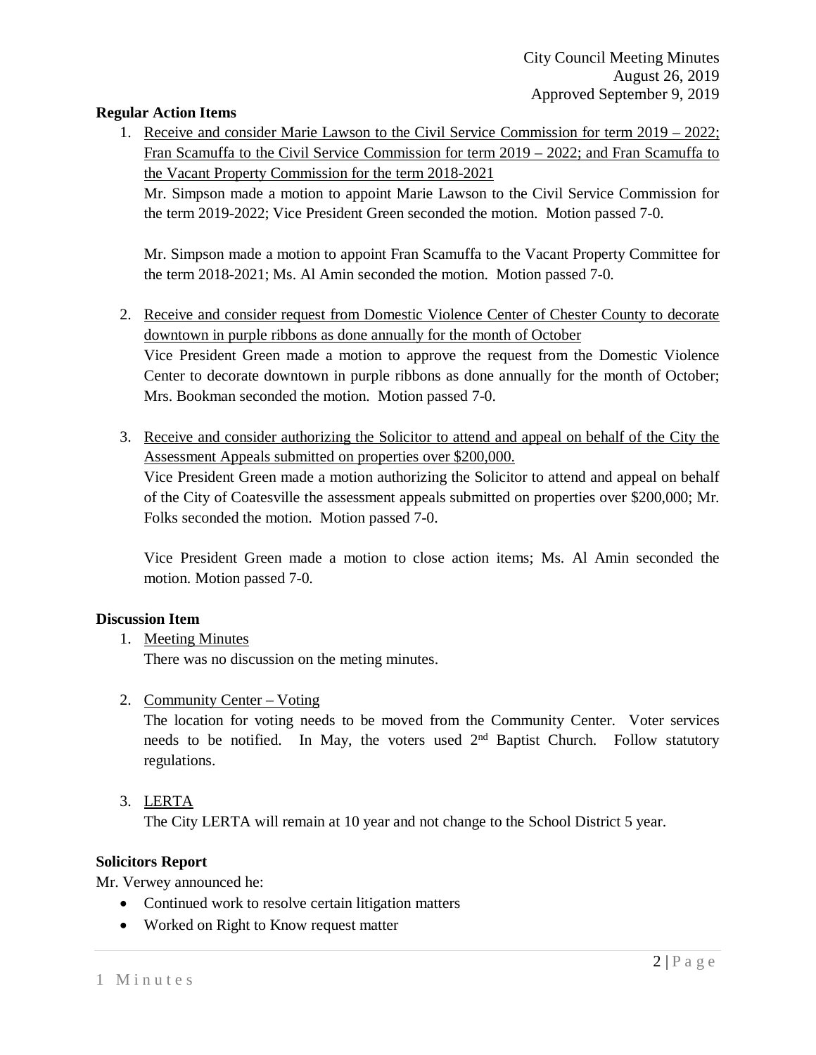**Regular Action Items**

1. Receive and consider Marie Lawson to the Civil Service Commission for term 2019 – 2022; Fran Scamuffa to the Civil Service Commission for term 2019 – 2022; and Fran Scamuffa to the Vacant Property Commission for the term 2018-2021

   Mr. Simpson made a motion to appoint Marie Lawson to the Civil Service Commission for the term 2019-2022; Vice President Green seconded the motion. Motion passed 7-0.

   Mr. Simpson made a motion to appoint Fran Scamuffa to the Vacant Property Committee for the term 2018-2021; Ms. Al Amin seconded the motion. Motion passed 7-0.

2. Receive and consider request from Domestic Violence Center of Chester County to decorate downtown in purple ribbons as done annually for the month of October

   Vice President Green made a motion to approve the request from the Domestic Violence Center to decorate downtown in purple ribbons as done annually for the month of October; Mrs. Bookman seconded the motion. Motion passed 7-0.

3. Receive and consider authorizing the Solicitor to attend and appeal on behalf of the City the Assessment Appeals submitted on properties over $200,000.

   Vice President Green made a motion authorizing the Solicitor to attend and appeal on behalf of the City of Coatesville the assessment appeals submitted on properties over $200,000; Mr. Folks seconded the motion. Motion passed 7-0.

   Vice President Green made a motion to close action items; Ms. Al Amin seconded the motion. Motion passed 7-0.

**Discussion Item**

1. Meeting Minutes

   There was no discussion on the meting minutes.

2. Community Center – Voting

   The location for voting needs to be moved from the Community Center. Voter services needs to be notified. In May, the voters used 2nd Baptist Church. Follow statutory regulations.

3. LERTA

   The City LERTA will remain at 10 year and not change to the School District 5 year.

**Solicitors Report**

Mr. Verwey announced he:

- Continued work to resolve certain litigation matters
- Worked on Right to Know request matter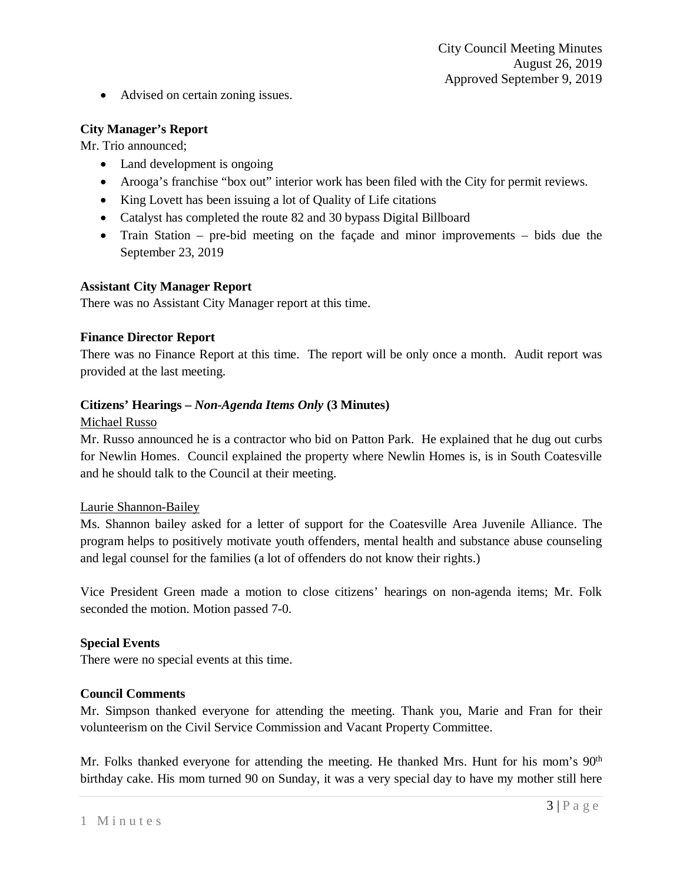- Advised on certain zoning issues.

**City Manager's Report**

Mr. Trio announced;

- Land development is ongoing
- Arooga's franchise "box out" interior work has been filed with the City for permit reviews.
- King Lovett has been issuing a lot of Quality of Life citations
- Catalyst has completed the route 82 and 30 bypass Digital Billboard
- Train Station – pre-bid meeting on the façade and minor improvements – bids due the September 23, 2019

**Assistant City Manager Report**

There was no Assistant City Manager report at this time.

**Finance Director Report**

There was no Finance Report at this time. The report will be only once a month. Audit report was provided at the last meeting.

**Citizens' Hearings – *Non-Agenda Items Only* (3 Minutes)**

Michael Russo

Mr. Russo announced he is a contractor who bid on Patton Park. He explained that he dug out curbs for Newlin Homes. Council explained the property where Newlin Homes is, is in South Coatesville and he should talk to the Council at their meeting.

Laurie Shannon-Bailey

Ms. Shannon bailey asked for a letter of support for the Coatesville Area Juvenile Alliance. The program helps to positively motivate youth offenders, mental health and substance abuse counseling and legal counsel for the families (a lot of offenders do not know their rights.)

Vice President Green made a motion to close citizens' hearings on non-agenda items; Mr. Folk seconded the motion. Motion passed 7-0.

**Special Events**

There were no special events at this time.

**Council Comments**

Mr. Simpson thanked everyone for attending the meeting. Thank you, Marie and Fran for their volunteerism on the Civil Service Commission and Vacant Property Committee.

Mr. Folks thanked everyone for attending the meeting. He thanked Mrs. Hunt for his mom's 90th birthday cake. His mom turned 90 on Sunday, it was a very special day to have my mother still here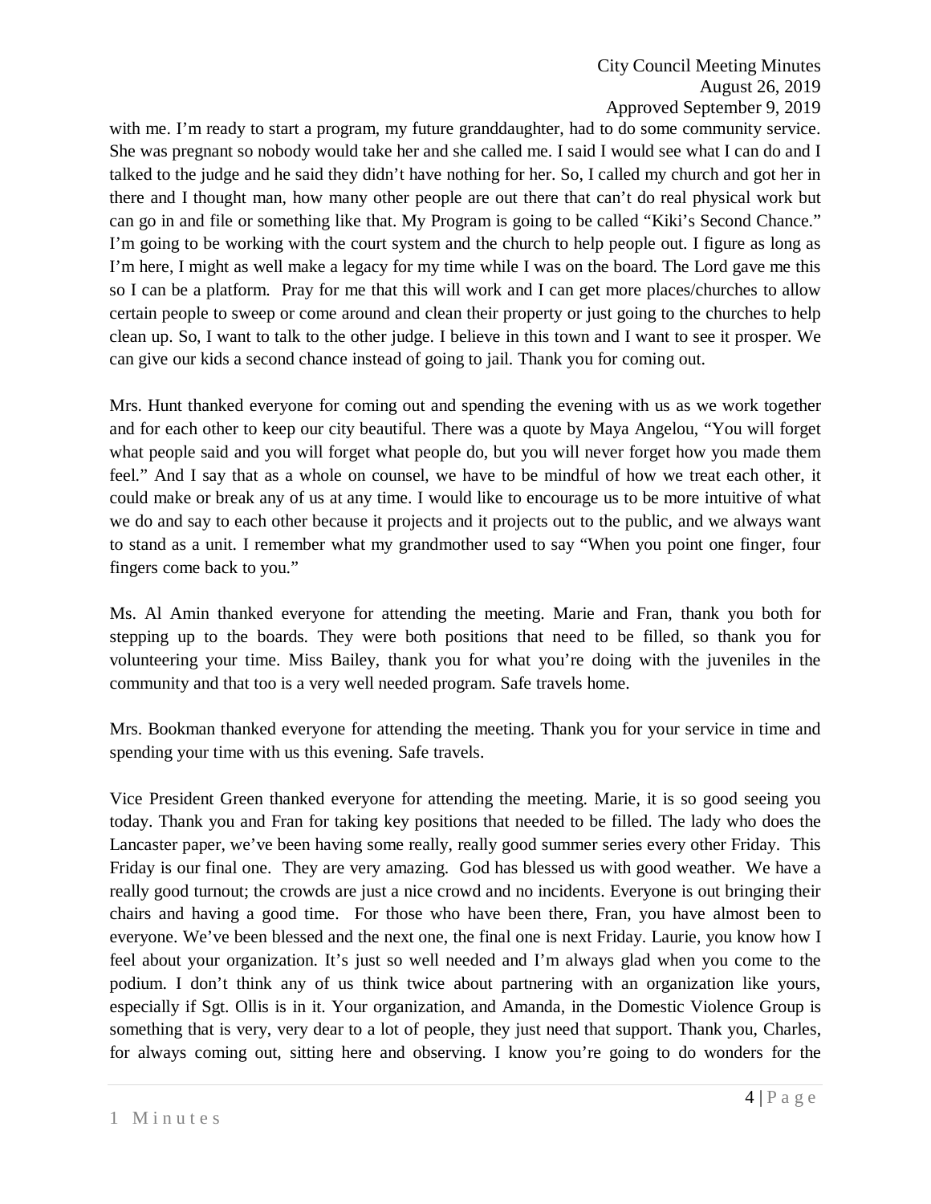with me. I'm ready to start a program, my future granddaughter, had to do some community service. She was pregnant so nobody would take her and she called me. I said I would see what I can do and I talked to the judge and he said they didn't have nothing for her. So, I called my church and got her in there and I thought man, how many other people are out there that can't do real physical work but can go in and file or something like that. My Program is going to be called "Kiki's Second Chance." I'm going to be working with the court system and the church to help people out. I figure as long as I'm here, I might as well make a legacy for my time while I was on the board. The Lord gave me this so I can be a platform. Pray for me that this will work and I can get more places/churches to allow certain people to sweep or come around and clean their property or just going to the churches to help clean up. So, I want to talk to the other judge. I believe in this town and I want to see it prosper. We can give our kids a second chance instead of going to jail. Thank you for coming out.

Mrs. Hunt thanked everyone for coming out and spending the evening with us as we work together and for each other to keep our city beautiful. There was a quote by Maya Angelou, "You will forget what people said and you will forget what people do, but you will never forget how you made them feel." And I say that as a whole on counsel, we have to be mindful of how we treat each other, it could make or break any of us at any time. I would like to encourage us to be more intuitive of what we do and say to each other because it projects and it projects out to the public, and we always want to stand as a unit. I remember what my grandmother used to say "When you point one finger, four fingers come back to you."

Ms. Al Amin thanked everyone for attending the meeting. Marie and Fran, thank you both for stepping up to the boards. They were both positions that need to be filled, so thank you for volunteering your time. Miss Bailey, thank you for what you're doing with the juveniles in the community and that too is a very well needed program. Safe travels home.

Mrs. Bookman thanked everyone for attending the meeting. Thank you for your service in time and spending your time with us this evening. Safe travels.

Vice President Green thanked everyone for attending the meeting. Marie, it is so good seeing you today. Thank you and Fran for taking key positions that needed to be filled. The lady who does the Lancaster paper, we've been having some really, really good summer series every other Friday. This Friday is our final one. They are very amazing. God has blessed us with good weather. We have a really good turnout; the crowds are just a nice crowd and no incidents. Everyone is out bringing their chairs and having a good time. For those who have been there, Fran, you have almost been to everyone. We've been blessed and the next one, the final one is next Friday. Laurie, you know how I feel about your organization. It's just so well needed and I'm always glad when you come to the podium. I don't think any of us think twice about partnering with an organization like yours, especially if Sgt. Ollis is in it. Your organization, and Amanda, in the Domestic Violence Group is something that is very, very dear to a lot of people, they just need that support. Thank you, Charles, for always coming out, sitting here and observing. I know you're going to do wonders for the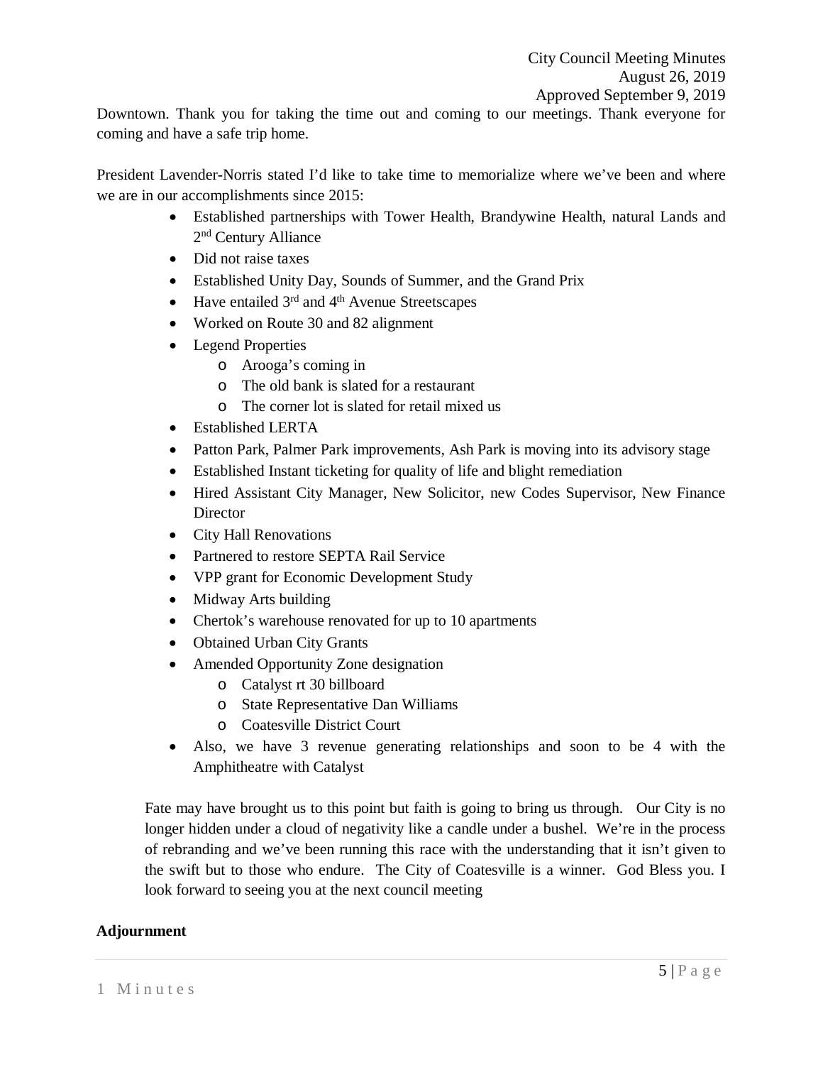Downtown. Thank you for taking the time out and coming to our meetings. Thank everyone for coming and have a safe trip home.

President Lavender-Norris stated I'd like to take time to memorialize where we've been and where we are in our accomplishments since 2015:

- Established partnerships with Tower Health, Brandywine Health, natural Lands and 2nd Century Alliance
- Did not raise taxes
- Established Unity Day, Sounds of Summer, and the Grand Prix
- Have entailed 3rd and 4th Avenue Streetscapes
- Worked on Route 30 and 82 alignment
- Legend Properties
  - Arooga's coming in
  - The old bank is slated for a restaurant
  - The corner lot is slated for retail mixed us
- Established LERTA
- Patton Park, Palmer Park improvements, Ash Park is moving into its advisory stage
- Established Instant ticketing for quality of life and blight remediation
- Hired Assistant City Manager, New Solicitor, new Codes Supervisor, New Finance Director
- City Hall Renovations
- Partnered to restore SEPTA Rail Service
- VPP grant for Economic Development Study
- Midway Arts building
- Chertok's warehouse renovated for up to 10 apartments
- Obtained Urban City Grants
- Amended Opportunity Zone designation
  - Catalyst rt 30 billboard
  - State Representative Dan Williams
  - Coatesville District Court
- Also, we have 3 revenue generating relationships and soon to be 4 with the Amphitheatre with Catalyst

Fate may have brought us to this point but faith is going to bring us through. Our City is no longer hidden under a cloud of negativity like a candle under a bushel. We're in the process of rebranding and we've been running this race with the understanding that it isn't given to the swift but to those who endure. The City of Coatesville is a winner. God Bless you. I look forward to seeing you at the next council meeting

**Adjournment**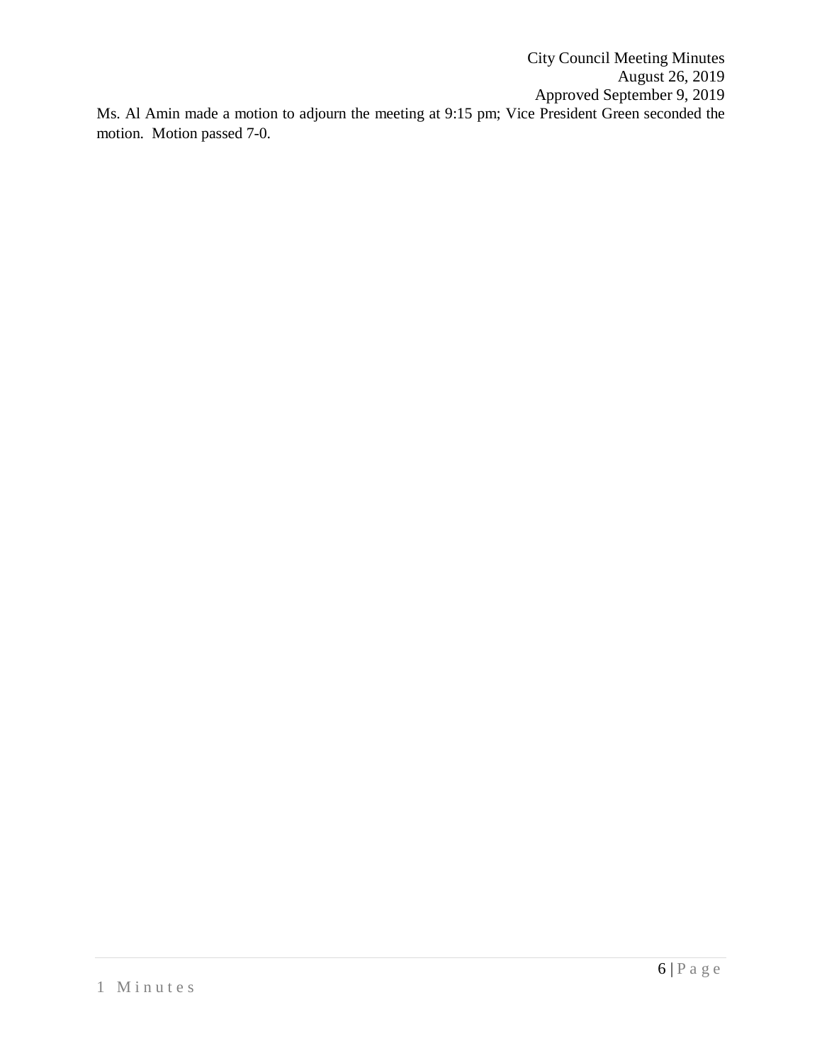Ms. Al Amin made a motion to adjourn the meeting at 9:15 pm; Vice President Green seconded the motion. Motion passed 7-0.